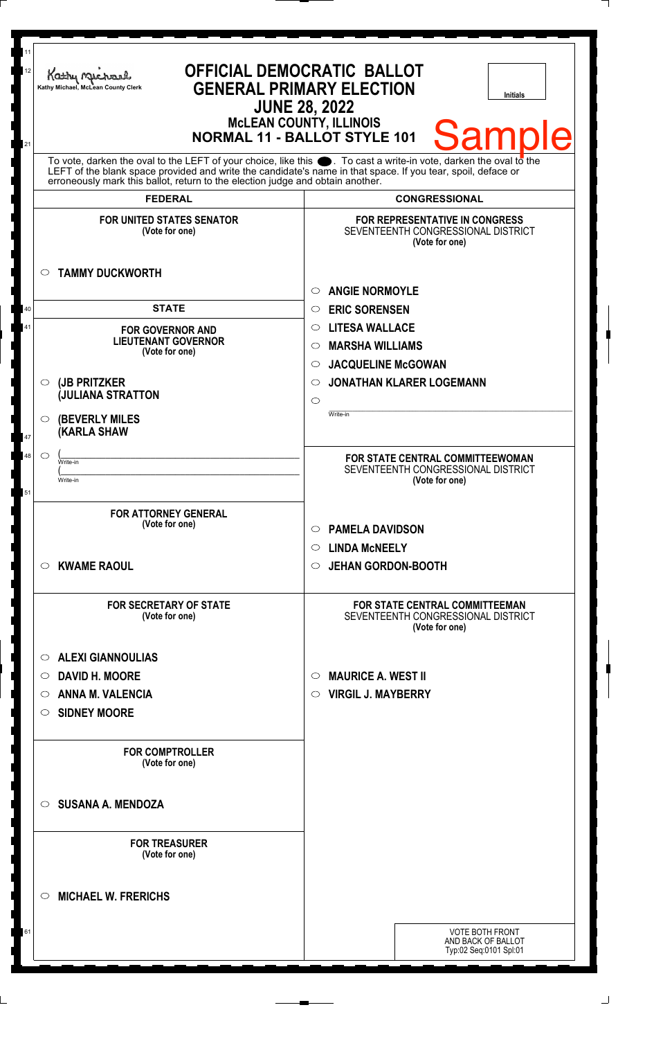Kathy Michael, McLean County Clerk

# OFFICIAL DEMOCRATIC BALLOT
## GENERAL PRIMARY ELECTION
## JUNE 28, 2022
### McLEAN COUNTY, ILLINOIS
### NORMAL 11 - BALLOT STYLE 101

Initials

Sample

To vote, darken the oval to the LEFT of your choice, like this ⬤. To cast a write-in vote, darken the oval to the LEFT of the blank space provided and write the candidate's name in that space. If you tear, spoil, deface or erroneously mark this ballot, return to the election judge and obtain another.

## FEDERAL

**FOR UNITED STATES SENATOR**
(Vote for one)

- ○ **TAMMY DUCKWORTH**

## STATE

**FOR GOVERNOR AND LIEUTENANT GOVERNOR**
(Vote for one)

- ○ **(JB PRITZKER (JULIANA STRATTON**
- ○ **(BEVERLY MILES (KARLA SHAW**
- ○ ( ________ Write-in ( ________ Write-in

**FOR ATTORNEY GENERAL**
(Vote for one)

- ○ **KWAME RAOUL**

**FOR SECRETARY OF STATE**
(Vote for one)

- ○ **ALEXI GIANNOULIAS**
- ○ **DAVID H. MOORE**
- ○ **ANNA M. VALENCIA**
- ○ **SIDNEY MOORE**

**FOR COMPTROLLER**
(Vote for one)

- ○ **SUSANA A. MENDOZA**

**FOR TREASURER**
(Vote for one)

- ○ **MICHAEL W. FRERICHS**

## CONGRESSIONAL

**FOR REPRESENTATIVE IN CONGRESS**
SEVENTEENTH CONGRESSIONAL DISTRICT
(Vote for one)

- ○ **ANGIE NORMOYLE**
- ○ **ERIC SORENSEN**
- ○ **LITESA WALLACE**
- ○ **MARSHA WILLIAMS**
- ○ **JACQUELINE McGOWAN**
- ○ **JONATHAN KLARER LOGEMANN**
- ○ ________ Write-in

**FOR STATE CENTRAL COMMITTEEWOMAN**
SEVENTEENTH CONGRESSIONAL DISTRICT
(Vote for one)

- ○ **PAMELA DAVIDSON**
- ○ **LINDA McNEELY**
- ○ **JEHAN GORDON-BOOTH**

**FOR STATE CENTRAL COMMITTEEMAN**
SEVENTEENTH CONGRESSIONAL DISTRICT
(Vote for one)

- ○ **MAURICE A. WEST II**
- ○ **VIRGIL J. MAYBERRY**

VOTE BOTH FRONT AND BACK OF BALLOT
Typ:02 Seq:0101 Spl:01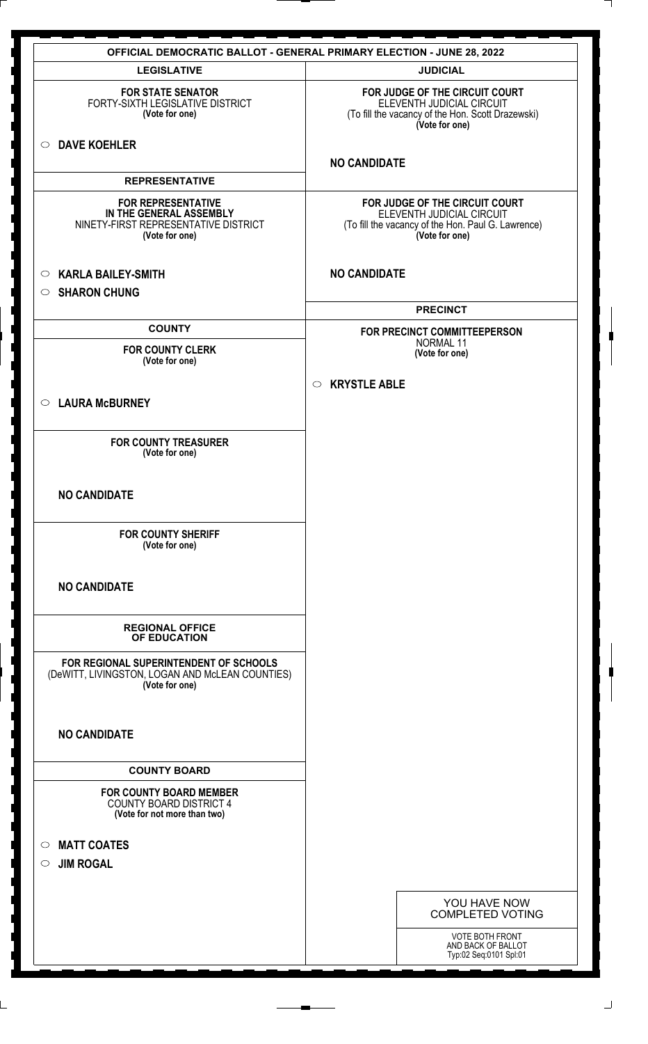# OFFICIAL DEMOCRATIC BALLOT - GENERAL PRIMARY ELECTION - JUNE 28, 2022

## LEGISLATIVE

**FOR STATE SENATOR**
FORTY-SIXTH LEGISLATIVE DISTRICT
**(Vote for one)**

○ **DAVE KOEHLER**

## REPRESENTATIVE

**FOR REPRESENTATIVE IN THE GENERAL ASSEMBLY**
NINETY-FIRST REPRESENTATIVE DISTRICT
**(Vote for one)**

○ **KARLA BAILEY-SMITH**
○ **SHARON CHUNG**

## COUNTY

**FOR COUNTY CLERK**
**(Vote for one)**

○ **LAURA McBURNEY**

**FOR COUNTY TREASURER**
**(Vote for one)**

**NO CANDIDATE**

**FOR COUNTY SHERIFF**
**(Vote for one)**

**NO CANDIDATE**

## REGIONAL OFFICE OF EDUCATION

**FOR REGIONAL SUPERINTENDENT OF SCHOOLS**
(DeWITT, LIVINGSTON, LOGAN AND McLEAN COUNTIES)
**(Vote for one)**

**NO CANDIDATE**

## COUNTY BOARD

**FOR COUNTY BOARD MEMBER**
COUNTY BOARD DISTRICT 4
**(Vote for not more than two)**

○ **MATT COATES**
○ **JIM ROGAL**

## JUDICIAL

**FOR JUDGE OF THE CIRCUIT COURT**
ELEVENTH JUDICIAL CIRCUIT
(To fill the vacancy of the Hon. Scott Drazewski)
**(Vote for one)**

**NO CANDIDATE**

**FOR JUDGE OF THE CIRCUIT COURT**
ELEVENTH JUDICIAL CIRCUIT
(To fill the vacancy of the Hon. Paul G. Lawrence)
**(Vote for one)**

**NO CANDIDATE**

## PRECINCT

**FOR PRECINCT COMMITTEEPERSON**
NORMAL 11
**(Vote for one)**

○ **KRYSTLE ABLE**

YOU HAVE NOW COMPLETED VOTING

VOTE BOTH FRONT AND BACK OF BALLOT
Typ:02 Seq:0101 Spl:01